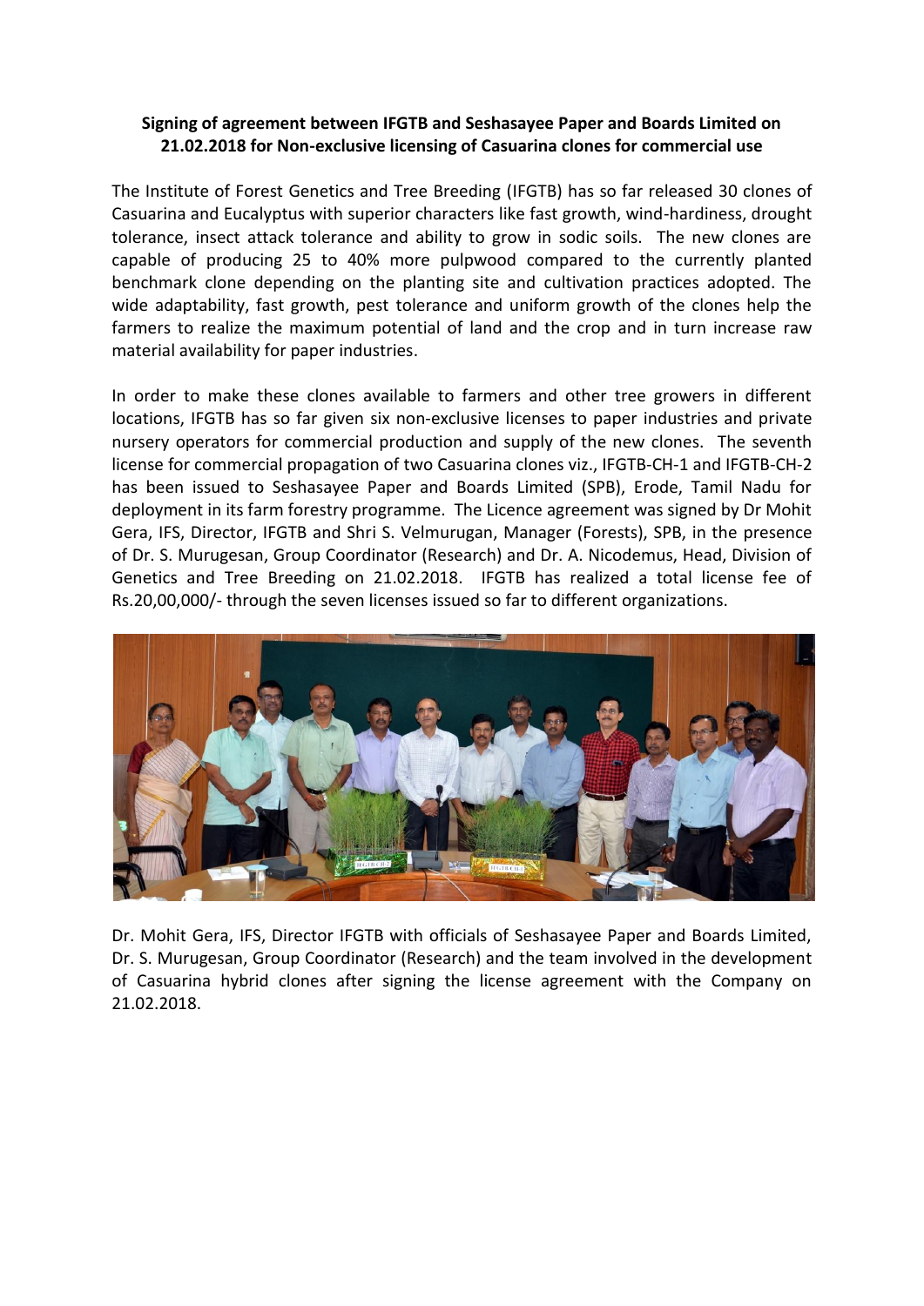**Signing of agreement between IFGTB and Seshasayee Paper and Boards Limited on 21.02.2018 for Non-exclusive licensing of Casuarina clones for commercial use**

The Institute of Forest Genetics and Tree Breeding (IFGTB) has so far released 30 clones of Casuarina and Eucalyptus with superior characters like fast growth, wind-hardiness, drought tolerance, insect attack tolerance and ability to grow in sodic soils. The new clones are capable of producing 25 to 40% more pulpwood compared to the currently planted benchmark clone depending on the planting site and cultivation practices adopted. The wide adaptability, fast growth, pest tolerance and uniform growth of the clones help the farmers to realize the maximum potential of land and the crop and in turn increase raw material availability for paper industries.

In order to make these clones available to farmers and other tree growers in different locations, IFGTB has so far given six non-exclusive licenses to paper industries and private nursery operators for commercial production and supply of the new clones. The seventh license for commercial propagation of two Casuarina clones viz., IFGTB-CH-1 and IFGTB-CH-2 has been issued to Seshasayee Paper and Boards Limited (SPB), Erode, Tamil Nadu for deployment in its farm forestry programme. The Licence agreement was signed by Dr Mohit Gera, IFS, Director, IFGTB and Shri S. Velmurugan, Manager (Forests), SPB, in the presence of Dr. S. Murugesan, Group Coordinator (Research) and Dr. A. Nicodemus, Head, Division of Genetics and Tree Breeding on 21.02.2018. IFGTB has realized a total license fee of Rs.20,00,000/- through the seven licenses issued so far to different organizations.

Dr. Mohit Gera, IFS, Director IFGTB with officials of Seshasayee Paper and Boards Limited, Dr. S. Murugesan, Group Coordinator (Research) and the team involved in the development of Casuarina hybrid clones after signing the license agreement with the Company on 21.02.2018.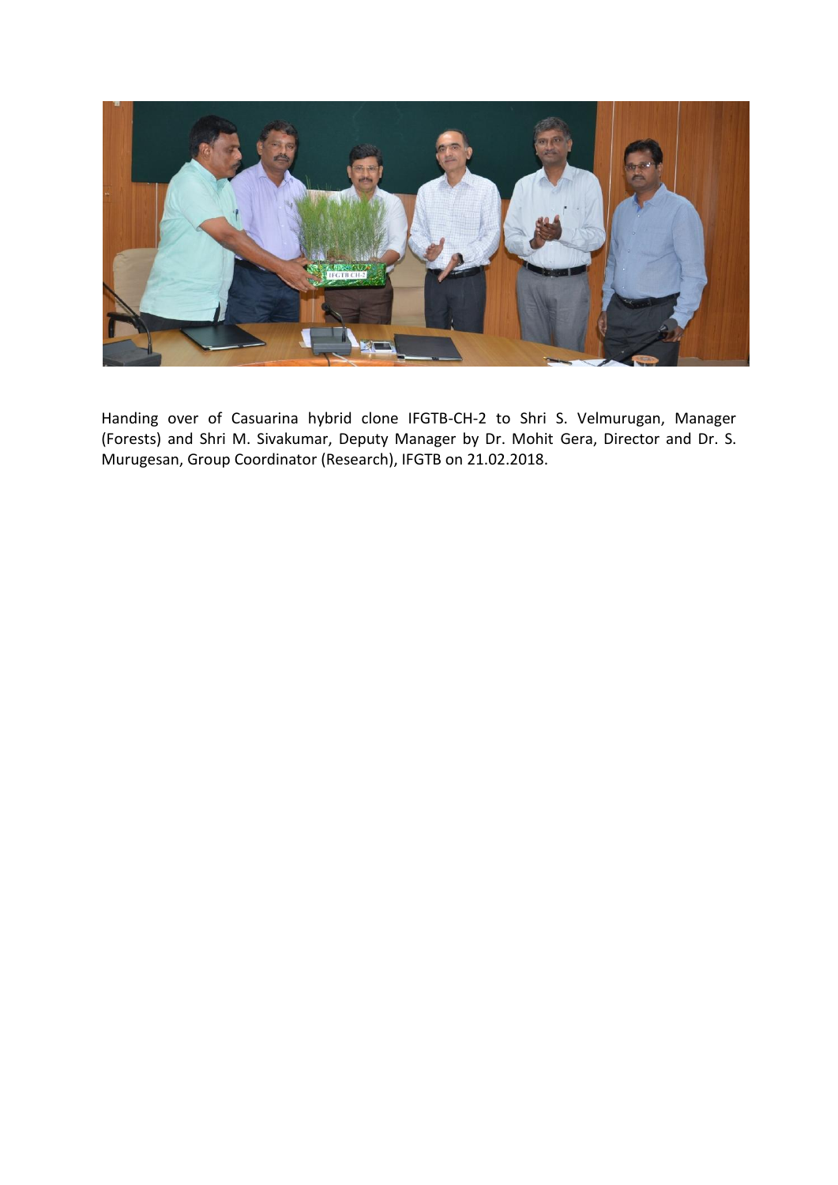Handing over of Casuarina hybrid clone IFGTB-CH-2 to Shri S. Velmurugan, Manager (Forests) and Shri M. Sivakumar, Deputy Manager by Dr. Mohit Gera, Director and Dr. S. Murugesan, Group Coordinator (Research), IFGTB on 21.02.2018.